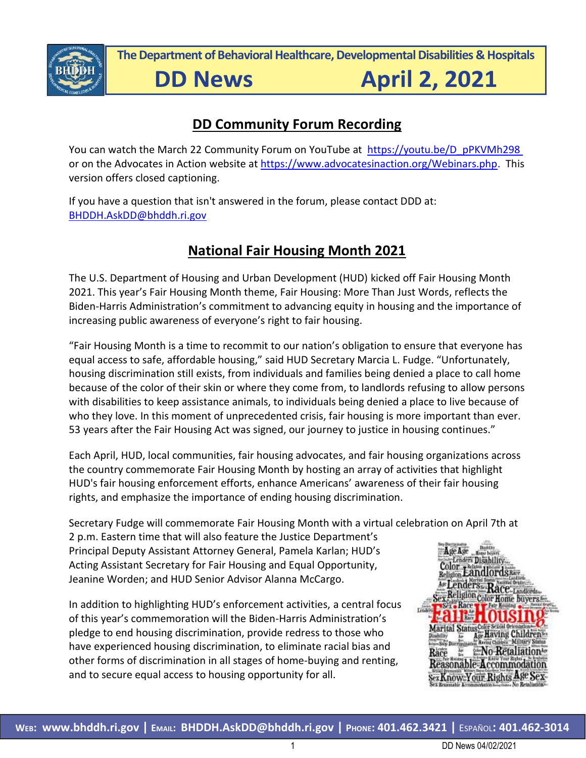The Department of Behavioral Healthcare, Developmental Disabilities & Hospitals

# DD News April 2, 2021

## DD Community Forum Recording

You can watch the March 22 Community Forum on YouTube at https://youtu.be/D_pPKVMh298 or on the Advocates in Action website at https://www.advocatesinaction.org/Webinars.php. This version offers closed captioning.

If you have a question that isn't answered in the forum, please contact DDD at: BHDDH.AskDD@bhddh.ri.gov

## National Fair Housing Month 2021

The U.S. Department of Housing and Urban Development (HUD) kicked off Fair Housing Month 2021. This year's Fair Housing Month theme, Fair Housing: More Than Just Words, reflects the Biden-Harris Administration's commitment to advancing equity in housing and the importance of increasing public awareness of everyone's right to fair housing.

"Fair Housing Month is a time to recommit to our nation's obligation to ensure that everyone has equal access to safe, affordable housing," said HUD Secretary Marcia L. Fudge. "Unfortunately, housing discrimination still exists, from individuals and families being denied a place to call home because of the color of their skin or where they come from, to landlords refusing to allow persons with disabilities to keep assistance animals, to individuals being denied a place to live because of who they love. In this moment of unprecedented crisis, fair housing is more important than ever. 53 years after the Fair Housing Act was signed, our journey to justice in housing continues."

Each April, HUD, local communities, fair housing advocates, and fair housing organizations across the country commemorate Fair Housing Month by hosting an array of activities that highlight HUD's fair housing enforcement efforts, enhance Americans' awareness of their fair housing rights, and emphasize the importance of ending housing discrimination.

Secretary Fudge will commemorate Fair Housing Month with a virtual celebration on April 7th at 2 p.m. Eastern time that will also feature the Justice Department's Principal Deputy Assistant Attorney General, Pamela Karlan; HUD's Acting Assistant Secretary for Fair Housing and Equal Opportunity, Jeanine Worden; and HUD Senior Advisor Alanna McCargo.

In addition to highlighting HUD's enforcement activities, a central focus of this year's commemoration will the Biden-Harris Administration's pledge to end housing discrimination, provide redress to those who have experienced housing discrimination, to eliminate racial bias and other forms of discrimination in all stages of home-buying and renting, and to secure equal access to housing opportunity for all.

**Web: www.bhddh.ri.gov | Email: BHDDH.AskDD@bhddh.ri.gov | Phone: 401.462.3421 | Español: 401.462-3014**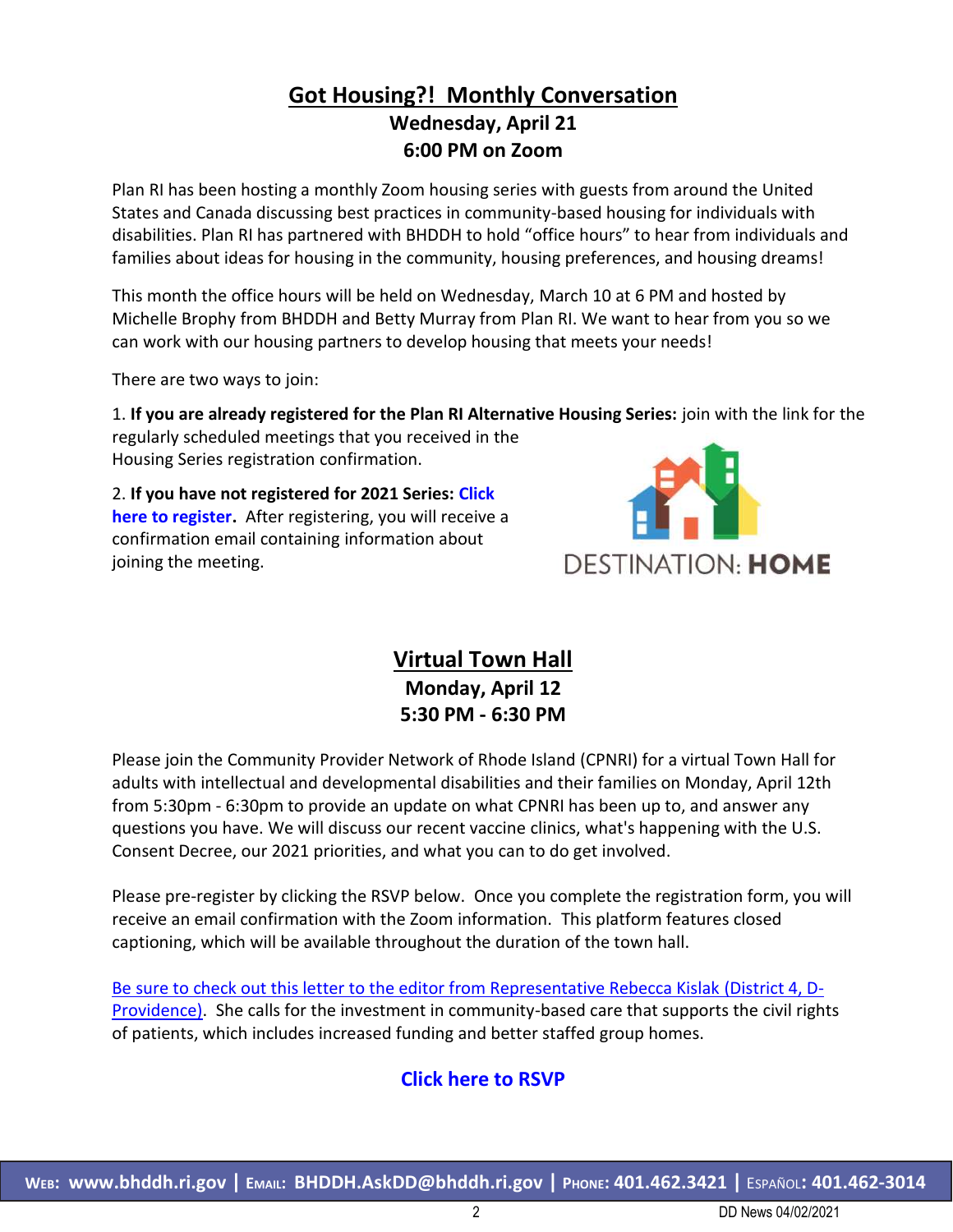## Got Housing?! Monthly Conversation

**Wednesday, April 21**
**6:00 PM on Zoom**

Plan RI has been hosting a monthly Zoom housing series with guests from around the United States and Canada discussing best practices in community-based housing for individuals with disabilities. Plan RI has partnered with BHDDH to hold "office hours" to hear from individuals and families about ideas for housing in the community, housing preferences, and housing dreams!

This month the office hours will be held on Wednesday, March 10 at 6 PM and hosted by Michelle Brophy from BHDDH and Betty Murray from Plan RI. We want to hear from you so we can work with our housing partners to develop housing that meets your needs!

There are two ways to join:

1. **If you are already registered for the Plan RI Alternative Housing Series:** join with the link for the regularly scheduled meetings that you received in the Housing Series registration confirmation.

2. **If you have not registered for 2021 Series: Click here to register.** After registering, you will receive a confirmation email containing information about joining the meeting.

DESTINATION: **HOME**

## Virtual Town Hall

**Monday, April 12**
**5:30 PM - 6:30 PM**

Please join the Community Provider Network of Rhode Island (CPNRI) for a virtual Town Hall for adults with intellectual and developmental disabilities and their families on Monday, April 12th from 5:30pm - 6:30pm to provide an update on what CPNRI has been up to, and answer any questions you have. We will discuss our recent vaccine clinics, what's happening with the U.S. Consent Decree, our 2021 priorities, and what you can to do get involved.

Please pre-register by clicking the RSVP below. Once you complete the registration form, you will receive an email confirmation with the Zoom information. This platform features closed captioning, which will be available throughout the duration of the town hall.

Be sure to check out this letter to the editor from Representative Rebecca Kislak (District 4, D-Providence). She calls for the investment in community-based care that supports the civil rights of patients, which includes increased funding and better staffed group homes.

**Click here to RSVP**

**Web: www.bhddh.ri.gov | Email: BHDDH.AskDD@bhddh.ri.gov | Phone: 401.462.3421 | Español: 401.462-3014**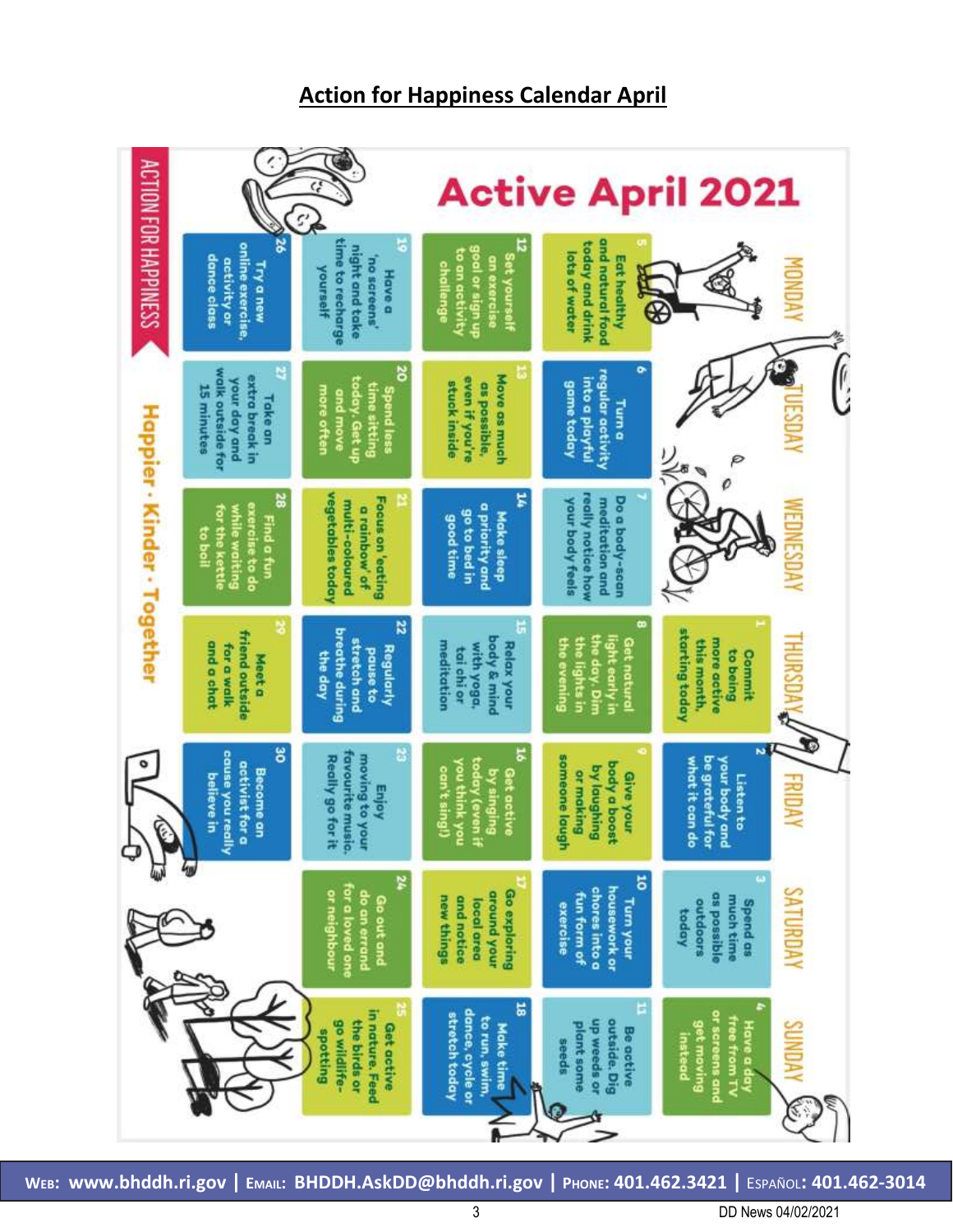## Action for Happiness Calendar April

# Active April 2021

| MONDAY | TUESDAY | WEDNESDAY | THURSDAY | FRIDAY | SATURDAY | SUNDAY |
|---|---|---|---|---|---|---|
| | | | 1 Commit to being more active this month, starting today | 2 Listen to your body and be grateful for what it can do | 3 Spend as much time as possible outdoors today | 4 Have a day free from TV or screens and get moving instead |
| 5 Eat healthy and natural food today and drink lots of water | 6 Turn a regular activity into a playful game today | 7 Do a body-scan meditation and really notice how your body feels | 8 Get natural light early in the day. Dim the lights in the evening | 9 Give your body a boost by laughing or making someone laugh | 10 Turn your housework or chores into a fun form of exercise | 11 Be active outside. Dig up weeds or plant some seeds |
| 12 Set yourself an exercise goal or sign up to an activity challenge | 13 Move as much as possible, even if you're stuck inside | 14 Make sleep a priority and go to bed in good time | 15 Relax your body & mind with yoga, tai chi or meditation | 16 Get active by singing today (even if you think you can't sing!) | 17 Go exploring around your local area and notice new things | 18 Make time to run, swim, dance, cycle or stretch today |
| 19 Have a 'no screens' night and take time to recharge yourself | 20 Spend less time sitting today. Get up and move more often | 21 Focus on 'eating a rainbow' of multi-coloured vegetables today | 22 Regularly pause to stretch and breathe during the day | 23 Enjoy moving to your favourite music. Really go for it | 24 Go out and do an errand for a loved one or neighbour | 25 Get active in nature. Feed the birds or go wildlife-spotting |
| 26 Try a new online exercise, activity or dance class | 27 Take an extra break in your day and walk outside for 15 minutes | 28 Find a fun exercise to do while waiting for the kettle to boil | 29 Meet a friend outside for a walk and a chat | 30 Become an activist for a cause you really believe in | | |

ACTION FOR HAPPINESS

Happier · Kinder · Together

**WEB: www.bhddh.ri.gov | EMAIL: BHDDH.AskDD@bhddh.ri.gov | PHONE: 401.462.3421 | ESPAÑOL: 401.462-3014**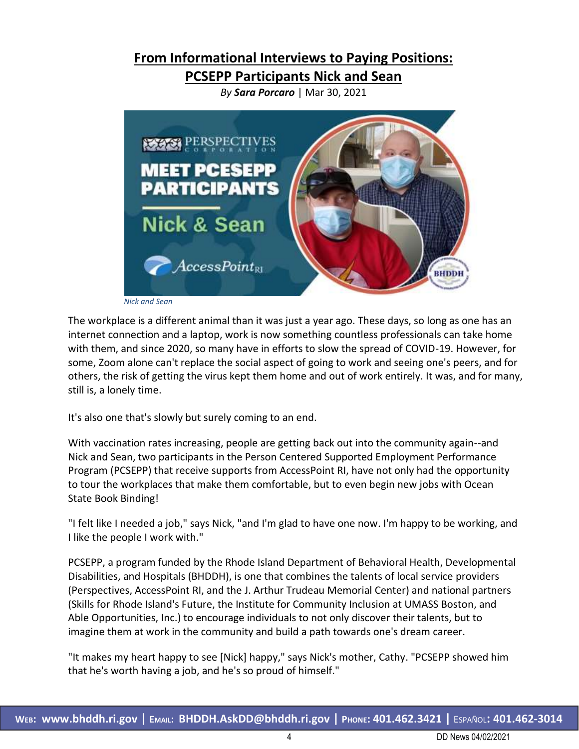## From Informational Interviews to Paying Positions: PCSEPP Participants Nick and Sean

*By **Sara Porcaro*** | Mar 30, 2021

*Nick and Sean*

The workplace is a different animal than it was just a year ago. These days, so long as one has an internet connection and a laptop, work is now something countless professionals can take home with them, and since 2020, so many have in efforts to slow the spread of COVID-19. However, for some, Zoom alone can't replace the social aspect of going to work and seeing one's peers, and for others, the risk of getting the virus kept them home and out of work entirely. It was, and for many, still is, a lonely time.

It's also one that's slowly but surely coming to an end.

With vaccination rates increasing, people are getting back out into the community again--and Nick and Sean, two participants in the Person Centered Supported Employment Performance Program (PCSEPP) that receive supports from AccessPoint RI, have not only had the opportunity to tour the workplaces that make them comfortable, but to even begin new jobs with Ocean State Book Binding!

"I felt like I needed a job," says Nick, "and I'm glad to have one now. I'm happy to be working, and I like the people I work with."

PCSEPP, a program funded by the Rhode Island Department of Behavioral Health, Developmental Disabilities, and Hospitals (BHDDH), is one that combines the talents of local service providers (Perspectives, AccessPoint RI, and the J. Arthur Trudeau Memorial Center) and national partners (Skills for Rhode Island's Future, the Institute for Community Inclusion at UMASS Boston, and Able Opportunities, Inc.) to encourage individuals to not only discover their talents, but to imagine them at work in the community and build a path towards one's dream career.

"It makes my heart happy to see [Nick] happy," says Nick's mother, Cathy. "PCSEPP showed him that he's worth having a job, and he's so proud of himself."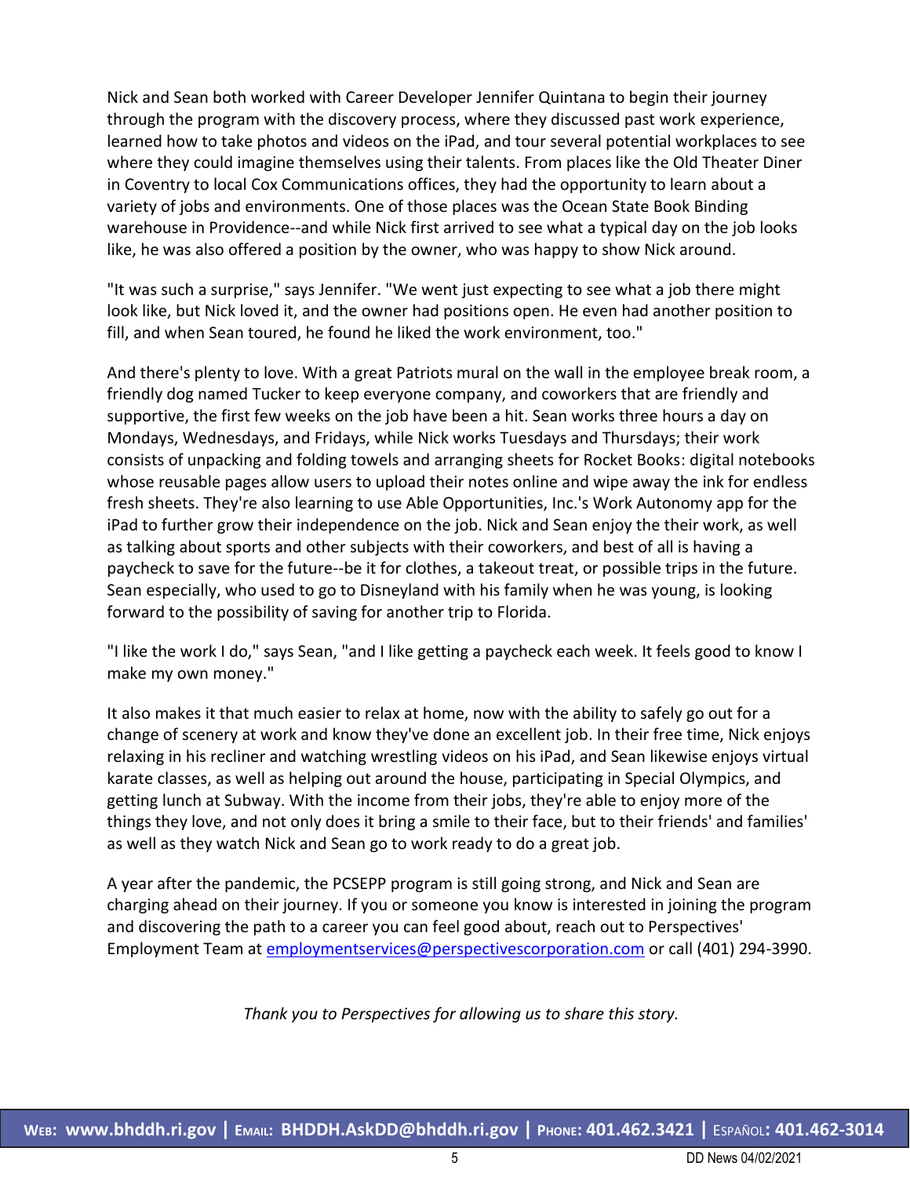Nick and Sean both worked with Career Developer Jennifer Quintana to begin their journey through the program with the discovery process, where they discussed past work experience, learned how to take photos and videos on the iPad, and tour several potential workplaces to see where they could imagine themselves using their talents. From places like the Old Theater Diner in Coventry to local Cox Communications offices, they had the opportunity to learn about a variety of jobs and environments. One of those places was the Ocean State Book Binding warehouse in Providence--and while Nick first arrived to see what a typical day on the job looks like, he was also offered a position by the owner, who was happy to show Nick around.

"It was such a surprise," says Jennifer. "We went just expecting to see what a job there might look like, but Nick loved it, and the owner had positions open. He even had another position to fill, and when Sean toured, he found he liked the work environment, too."

And there's plenty to love. With a great Patriots mural on the wall in the employee break room, a friendly dog named Tucker to keep everyone company, and coworkers that are friendly and supportive, the first few weeks on the job have been a hit. Sean works three hours a day on Mondays, Wednesdays, and Fridays, while Nick works Tuesdays and Thursdays; their work consists of unpacking and folding towels and arranging sheets for Rocket Books: digital notebooks whose reusable pages allow users to upload their notes online and wipe away the ink for endless fresh sheets. They're also learning to use Able Opportunities, Inc.'s Work Autonomy app for the iPad to further grow their independence on the job. Nick and Sean enjoy the their work, as well as talking about sports and other subjects with their coworkers, and best of all is having a paycheck to save for the future--be it for clothes, a takeout treat, or possible trips in the future. Sean especially, who used to go to Disneyland with his family when he was young, is looking forward to the possibility of saving for another trip to Florida.

"I like the work I do," says Sean, "and I like getting a paycheck each week. It feels good to know I make my own money."

It also makes it that much easier to relax at home, now with the ability to safely go out for a change of scenery at work and know they've done an excellent job. In their free time, Nick enjoys relaxing in his recliner and watching wrestling videos on his iPad, and Sean likewise enjoys virtual karate classes, as well as helping out around the house, participating in Special Olympics, and getting lunch at Subway. With the income from their jobs, they're able to enjoy more of the things they love, and not only does it bring a smile to their face, but to their friends' and families' as well as they watch Nick and Sean go to work ready to do a great job.

A year after the pandemic, the PCSEPP program is still going strong, and Nick and Sean are charging ahead on their journey. If you or someone you know is interested in joining the program and discovering the path to a career you can feel good about, reach out to Perspectives' Employment Team at employmentservices@perspectivescorporation.com or call (401) 294-3990.

*Thank you to Perspectives for allowing us to share this story.*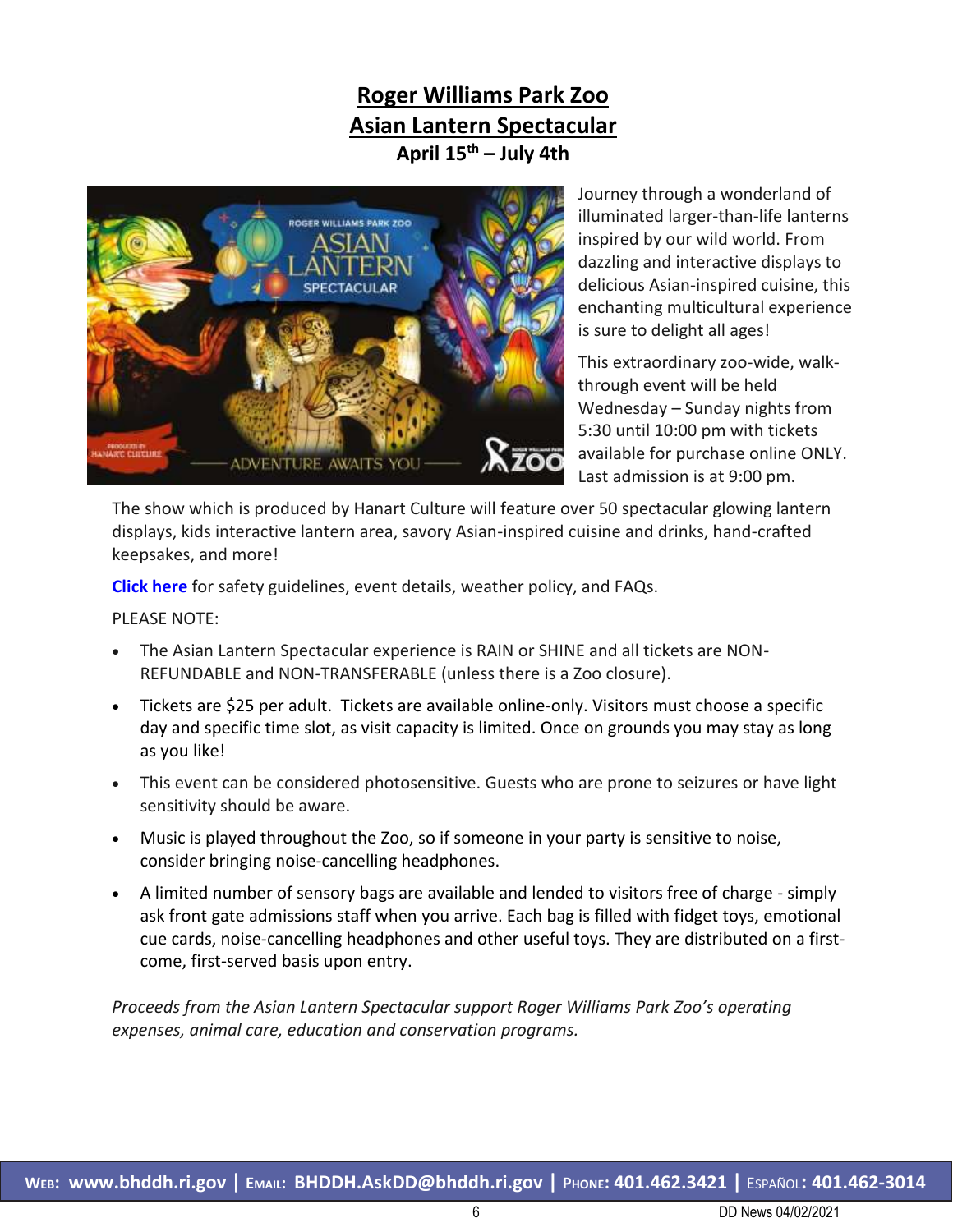# Roger Williams Park Zoo
# Asian Lantern Spectacular

**April 15th – July 4th**

Journey through a wonderland of illuminated larger-than-life lanterns inspired by our wild world. From dazzling and interactive displays to delicious Asian-inspired cuisine, this enchanting multicultural experience is sure to delight all ages!

This extraordinary zoo-wide, walk-through event will be held Wednesday – Sunday nights from 5:30 until 10:00 pm with tickets available for purchase online ONLY. Last admission is at 9:00 pm.

The show which is produced by Hanart Culture will feature over 50 spectacular glowing lantern displays, kids interactive lantern area, savory Asian-inspired cuisine and drinks, hand-crafted keepsakes, and more!

**Click here** for safety guidelines, event details, weather policy, and FAQs.

PLEASE NOTE:

- The Asian Lantern Spectacular experience is RAIN or SHINE and all tickets are NON-REFUNDABLE and NON-TRANSFERABLE (unless there is a Zoo closure).
- Tickets are $25 per adult. Tickets are available online-only. Visitors must choose a specific day and specific time slot, as visit capacity is limited. Once on grounds you may stay as long as you like!
- This event can be considered photosensitive. Guests who are prone to seizures or have light sensitivity should be aware.
- Music is played throughout the Zoo, so if someone in your party is sensitive to noise, consider bringing noise-cancelling headphones.
- A limited number of sensory bags are available and lended to visitors free of charge - simply ask front gate admissions staff when you arrive. Each bag is filled with fidget toys, emotional cue cards, noise-cancelling headphones and other useful toys. They are distributed on a first-come, first-served basis upon entry.

*Proceeds from the Asian Lantern Spectacular support Roger Williams Park Zoo's operating expenses, animal care, education and conservation programs.*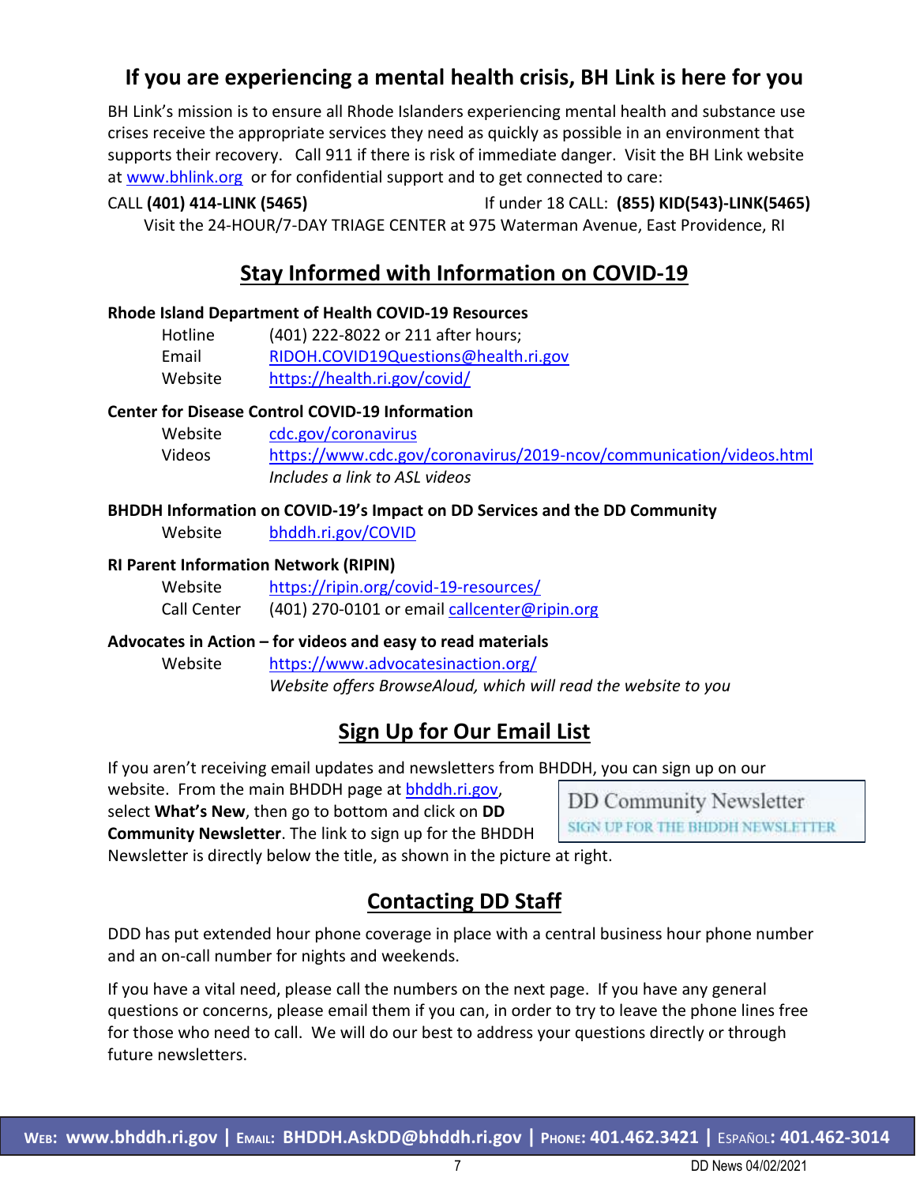## If you are experiencing a mental health crisis, BH Link is here for you

BH Link's mission is to ensure all Rhode Islanders experiencing mental health and substance use crises receive the appropriate services they need as quickly as possible in an environment that supports their recovery. Call 911 if there is risk of immediate danger. Visit the BH Link website at www.bhlink.org or for confidential support and to get connected to care:

CALL **(401) 414-LINK (5465)** If under 18 CALL: **(855) KID(543)-LINK(5465)**

Visit the 24-HOUR/7-DAY TRIAGE CENTER at 975 Waterman Avenue, East Providence, RI

## Stay Informed with Information on COVID-19

**Rhode Island Department of Health COVID-19 Resources**

- Hotline (401) 222-8022 or 211 after hours;
- Email RIDOH.COVID19Questions@health.ri.gov
- Website https://health.ri.gov/covid/

**Center for Disease Control COVID-19 Information**

- Website cdc.gov/coronavirus
- Videos https://www.cdc.gov/coronavirus/2019-ncov/communication/videos.html
  *Includes a link to ASL videos*

**BHDDH Information on COVID-19's Impact on DD Services and the DD Community**

- Website bhddh.ri.gov/COVID

**RI Parent Information Network (RIPIN)**

- Website https://ripin.org/covid-19-resources/
- Call Center (401) 270-0101 or email callcenter@ripin.org

**Advocates in Action – for videos and easy to read materials**

- Website https://www.advocatesinaction.org/
  *Website offers BrowseAloud, which will read the website to you*

## Sign Up for Our Email List

If you aren't receiving email updates and newsletters from BHDDH, you can sign up on our website. From the main BHDDH page at bhddh.ri.gov, select **What's New**, then go to bottom and click on **DD Community Newsletter**. The link to sign up for the BHDDH Newsletter is directly below the title, as shown in the picture at right.

DD Community Newsletter
SIGN UP FOR THE BHDDH NEWSLETTER

## Contacting DD Staff

DDD has put extended hour phone coverage in place with a central business hour phone number and an on-call number for nights and weekends.

If you have a vital need, please call the numbers on the next page. If you have any general questions or concerns, please email them if you can, in order to try to leave the phone lines free for those who need to call. We will do our best to address your questions directly or through future newsletters.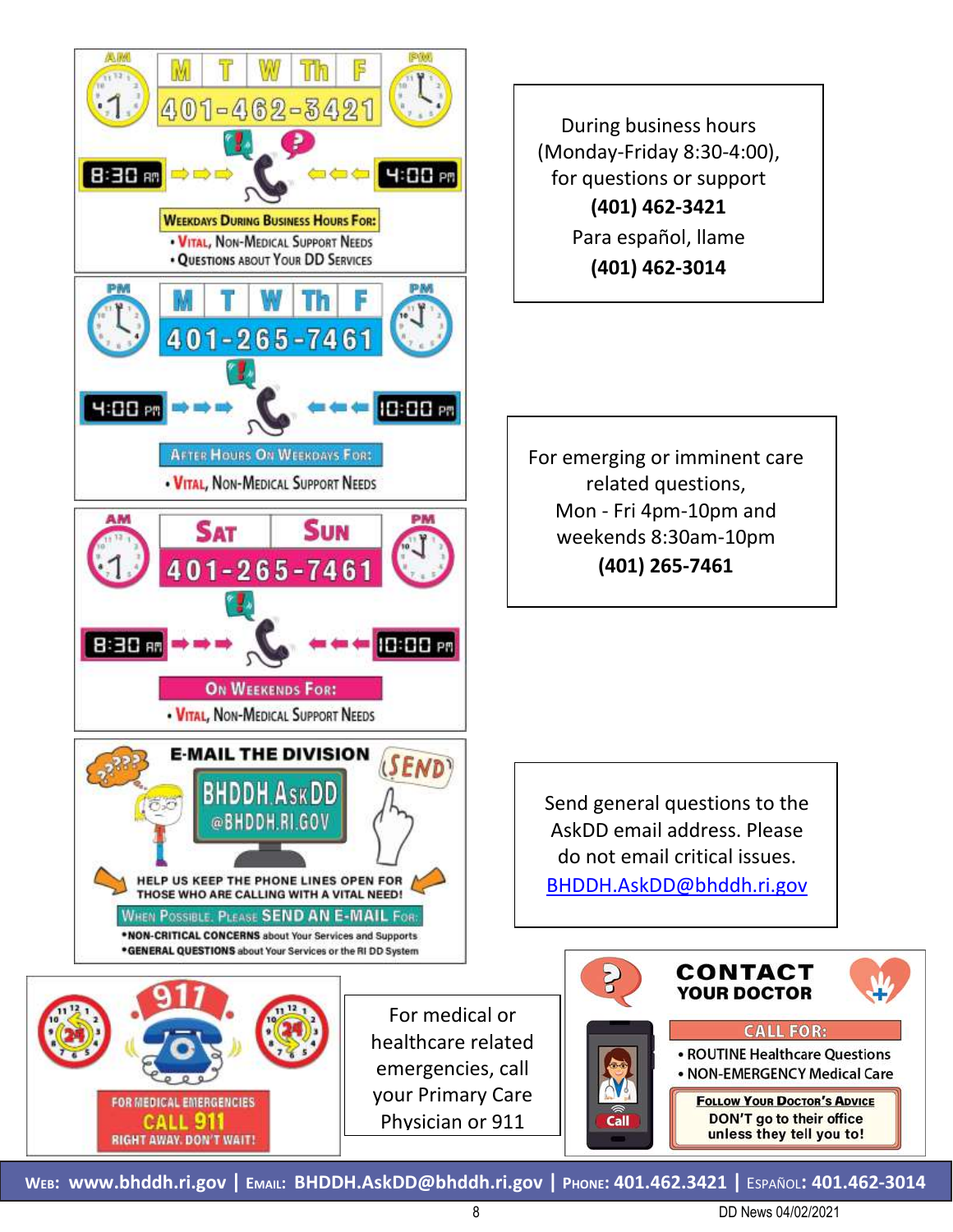AM | M | T | W | Th | F | PM

**401-462-3421**

8:30 AM → → → ← ← ← 4:00 PM

**Weekdays During Business Hours For:**

- Vital, Non-Medical Support Needs
- Questions About Your DD Services

During business hours (Monday-Friday 8:30-4:00), for questions or support

**(401) 462-3421**

Para español, llame

**(401) 462-3014**

PM | M | T | W | Th | F | PM

**401-265-7461**

4:00 PM → → → ← ← ← 10:00 PM

**After Hours On Weekdays For:**

- Vital, Non-Medical Support Needs

AM | Sat | Sun | PM

**401-265-7461**

8:30 AM → → → ← ← ← 10:00 PM

**On Weekends For:**

- Vital, Non-Medical Support Needs

For emerging or imminent care related questions, Mon - Fri 4pm-10pm and weekends 8:30am-10pm

**(401) 265-7461**

**E-MAIL THE DIVISION**

**BHDDH.AskDD @BHDDH.RI.GOV**

SEND

HELP US KEEP THE PHONE LINES OPEN FOR THOSE WHO ARE CALLING WITH A VITAL NEED!

**When Possible, Please SEND AN E-MAIL For:**

- **NON-CRITICAL CONCERNS** about Your Services and Supports
- **GENERAL QUESTIONS** about Your Services or the RI DD System

Send general questions to the AskDD email address. Please do not email critical issues.

BHDDH.AskDD@bhddh.ri.gov

**911**

FOR MEDICAL EMERGENCIES

**CALL 911**

RIGHT AWAY. DON'T WAIT!

For medical or healthcare related emergencies, call your Primary Care Physician or 911

**CONTACT YOUR DOCTOR**

**CALL FOR:**

- ROUTINE Healthcare Questions
- NON-EMERGENCY Medical Care

**Follow Your Doctor's Advice**

DON'T go to their office unless they tell you to!

Call

**Web: www.bhddh.ri.gov | Email: BHDDH.AskDD@bhddh.ri.gov | Phone: 401.462.3421 | Español: 401.462-3014**

DD News 04/02/2021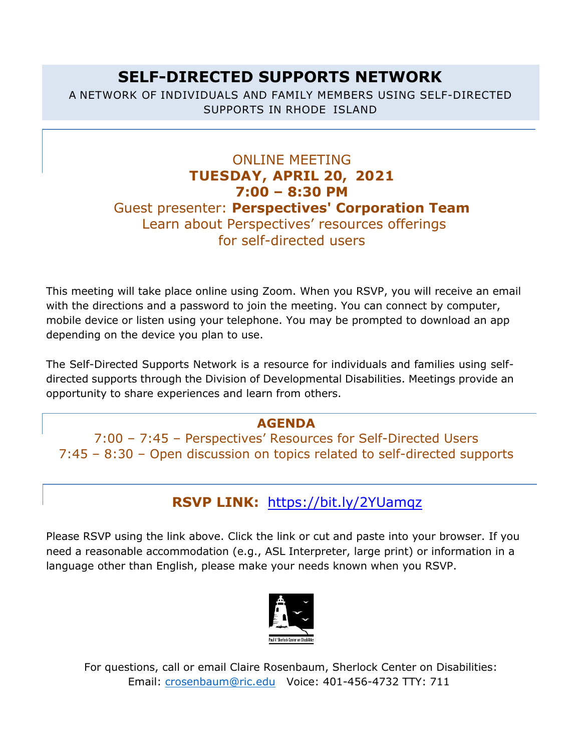# SELF-DIRECTED SUPPORTS NETWORK

A NETWORK OF INDIVIDUALS AND FAMILY MEMBERS USING SELF-DIRECTED SUPPORTS IN RHODE ISLAND

ONLINE MEETING

**TUESDAY, APRIL 20, 2021**

**7:00 – 8:30 PM**

Guest presenter: **Perspectives' Corporation Team**

Learn about Perspectives' resources offerings for self-directed users

This meeting will take place online using Zoom. When you RSVP, you will receive an email with the directions and a password to join the meeting. You can connect by computer, mobile device or listen using your telephone. You may be prompted to download an app depending on the device you plan to use.

The Self-Directed Supports Network is a resource for individuals and families using self-directed supports through the Division of Developmental Disabilities. Meetings provide an opportunity to share experiences and learn from others.

**AGENDA**

7:00 – 7:45 – Perspectives' Resources for Self-Directed Users

7:45 – 8:30 – Open discussion on topics related to self-directed supports

**RSVP LINK:** https://bit.ly/2YUamqz

Please RSVP using the link above. Click the link or cut and paste into your browser. If you need a reasonable accommodation (e.g., ASL Interpreter, large print) or information in a language other than English, please make your needs known when you RSVP.

Paul V. Sherlock Center on Disabilities

For questions, call or email Claire Rosenbaum, Sherlock Center on Disabilities:
Email: crosenbaum@ric.edu Voice: 401-456-4732 TTY: 711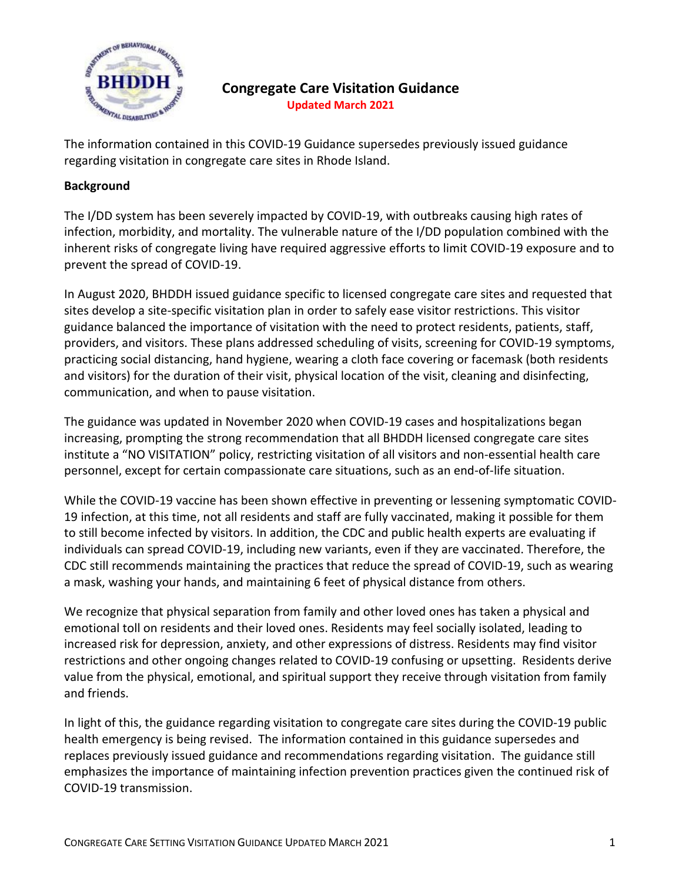# Congregate Care Visitation Guidance

**Updated March 2021**

The information contained in this COVID-19 Guidance supersedes previously issued guidance regarding visitation in congregate care sites in Rhode Island.

**Background**

The I/DD system has been severely impacted by COVID-19, with outbreaks causing high rates of infection, morbidity, and mortality. The vulnerable nature of the I/DD population combined with the inherent risks of congregate living have required aggressive efforts to limit COVID-19 exposure and to prevent the spread of COVID-19.

In August 2020, BHDDH issued guidance specific to licensed congregate care sites and requested that sites develop a site-specific visitation plan in order to safely ease visitor restrictions. This visitor guidance balanced the importance of visitation with the need to protect residents, patients, staff, providers, and visitors. These plans addressed scheduling of visits, screening for COVID-19 symptoms, practicing social distancing, hand hygiene, wearing a cloth face covering or facemask (both residents and visitors) for the duration of their visit, physical location of the visit, cleaning and disinfecting, communication, and when to pause visitation.

The guidance was updated in November 2020 when COVID-19 cases and hospitalizations began increasing, prompting the strong recommendation that all BHDDH licensed congregate care sites institute a "NO VISITATION" policy, restricting visitation of all visitors and non-essential health care personnel, except for certain compassionate care situations, such as an end-of-life situation.

While the COVID-19 vaccine has been shown effective in preventing or lessening symptomatic COVID-19 infection, at this time, not all residents and staff are fully vaccinated, making it possible for them to still become infected by visitors. In addition, the CDC and public health experts are evaluating if individuals can spread COVID-19, including new variants, even if they are vaccinated. Therefore, the CDC still recommends maintaining the practices that reduce the spread of COVID-19, such as wearing a mask, washing your hands, and maintaining 6 feet of physical distance from others.

We recognize that physical separation from family and other loved ones has taken a physical and emotional toll on residents and their loved ones. Residents may feel socially isolated, leading to increased risk for depression, anxiety, and other expressions of distress. Residents may find visitor restrictions and other ongoing changes related to COVID-19 confusing or upsetting. Residents derive value from the physical, emotional, and spiritual support they receive through visitation from family and friends.

In light of this, the guidance regarding visitation to congregate care sites during the COVID-19 public health emergency is being revised. The information contained in this guidance supersedes and replaces previously issued guidance and recommendations regarding visitation. The guidance still emphasizes the importance of maintaining infection prevention practices given the continued risk of COVID-19 transmission.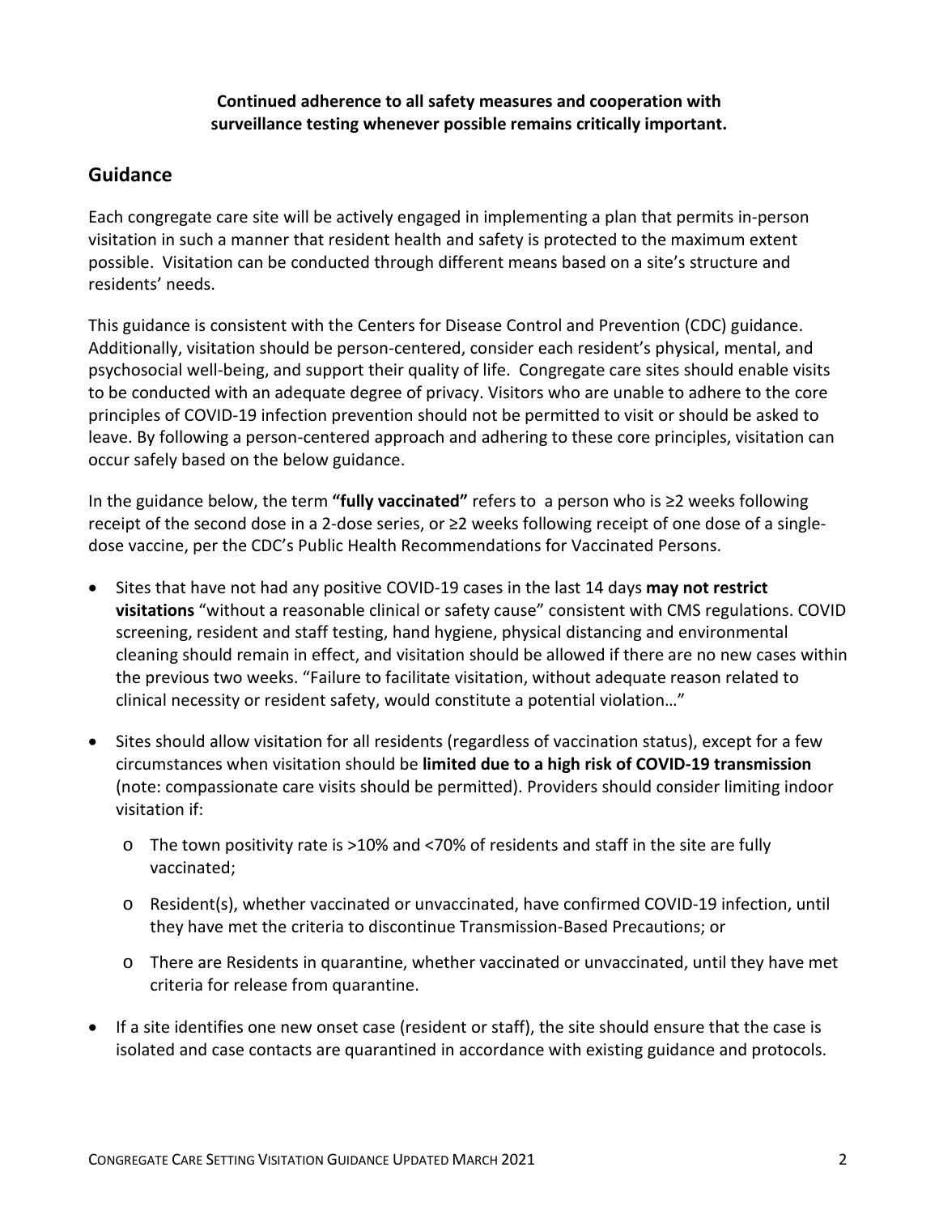**Continued adherence to all safety measures and cooperation with surveillance testing whenever possible remains critically important.**

## Guidance

Each congregate care site will be actively engaged in implementing a plan that permits in-person visitation in such a manner that resident health and safety is protected to the maximum extent possible. Visitation can be conducted through different means based on a site's structure and residents' needs.

This guidance is consistent with the Centers for Disease Control and Prevention (CDC) guidance. Additionally, visitation should be person-centered, consider each resident's physical, mental, and psychosocial well-being, and support their quality of life. Congregate care sites should enable visits to be conducted with an adequate degree of privacy. Visitors who are unable to adhere to the core principles of COVID-19 infection prevention should not be permitted to visit or should be asked to leave. By following a person-centered approach and adhering to these core principles, visitation can occur safely based on the below guidance.

In the guidance below, the term **"fully vaccinated"** refers to a person who is ≥2 weeks following receipt of the second dose in a 2-dose series, or ≥2 weeks following receipt of one dose of a single-dose vaccine, per the CDC's Public Health Recommendations for Vaccinated Persons.

- Sites that have not had any positive COVID-19 cases in the last 14 days **may not restrict visitations** "without a reasonable clinical or safety cause" consistent with CMS regulations. COVID screening, resident and staff testing, hand hygiene, physical distancing and environmental cleaning should remain in effect, and visitation should be allowed if there are no new cases within the previous two weeks. "Failure to facilitate visitation, without adequate reason related to clinical necessity or resident safety, would constitute a potential violation…"
- Sites should allow visitation for all residents (regardless of vaccination status), except for a few circumstances when visitation should be **limited due to a high risk of COVID-19 transmission** (note: compassionate care visits should be permitted). Providers should consider limiting indoor visitation if:
  - The town positivity rate is >10% and <70% of residents and staff in the site are fully vaccinated;
  - Resident(s), whether vaccinated or unvaccinated, have confirmed COVID-19 infection, until they have met the criteria to discontinue Transmission-Based Precautions; or
  - There are Residents in quarantine, whether vaccinated or unvaccinated, until they have met criteria for release from quarantine.
- If a site identifies one new onset case (resident or staff), the site should ensure that the case is isolated and case contacts are quarantined in accordance with existing guidance and protocols.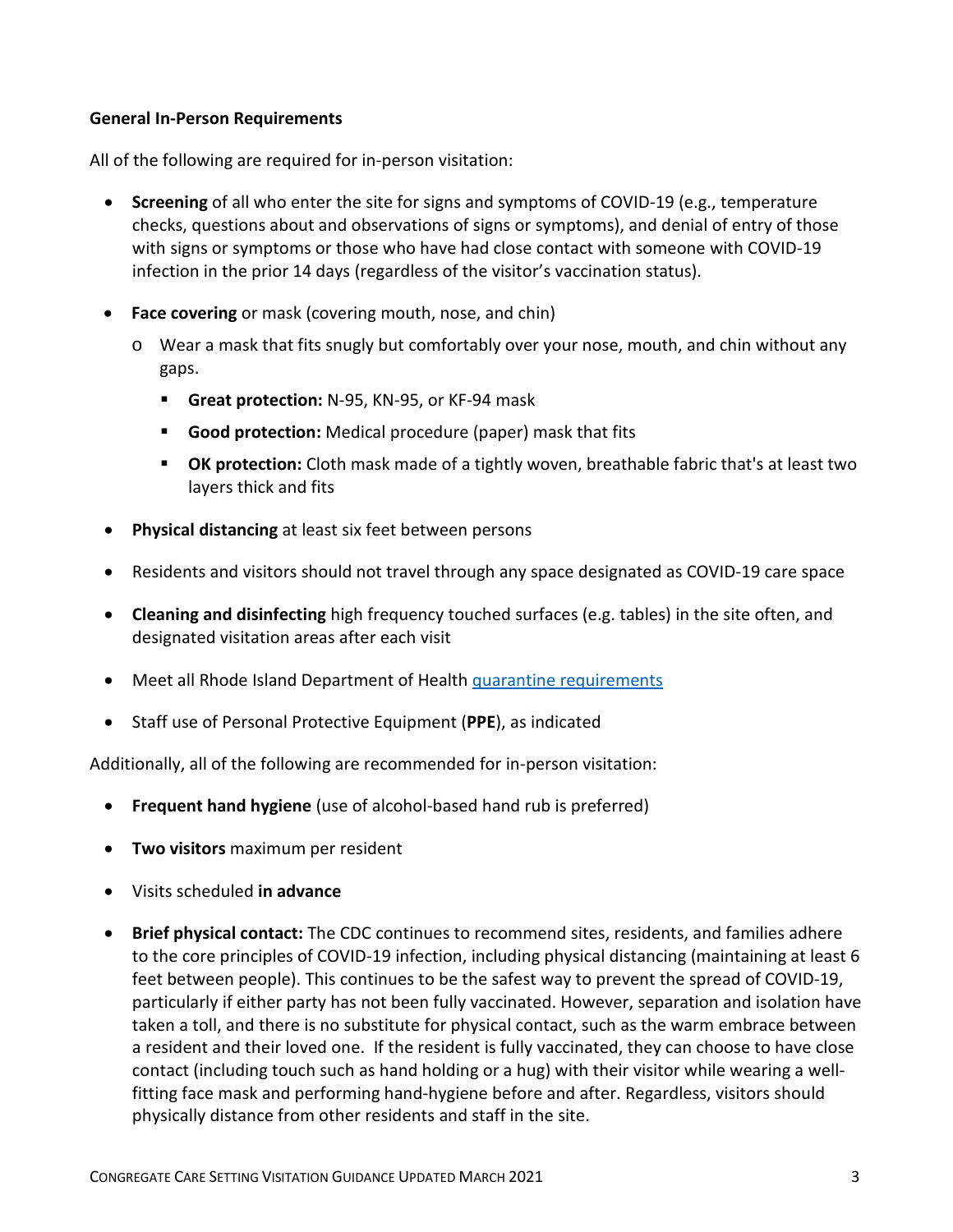**General In-Person Requirements**

All of the following are required for in-person visitation:

- **Screening** of all who enter the site for signs and symptoms of COVID-19 (e.g., temperature checks, questions about and observations of signs or symptoms), and denial of entry of those with signs or symptoms or those who have had close contact with someone with COVID-19 infection in the prior 14 days (regardless of the visitor's vaccination status).
- **Face covering** or mask (covering mouth, nose, and chin)
  - Wear a mask that fits snugly but comfortably over your nose, mouth, and chin without any gaps.
    - **Great protection:** N-95, KN-95, or KF-94 mask
    - **Good protection:** Medical procedure (paper) mask that fits
    - **OK protection:** Cloth mask made of a tightly woven, breathable fabric that's at least two layers thick and fits
- **Physical distancing** at least six feet between persons
- Residents and visitors should not travel through any space designated as COVID-19 care space
- **Cleaning and disinfecting** high frequency touched surfaces (e.g. tables) in the site often, and designated visitation areas after each visit
- Meet all Rhode Island Department of Health [quarantine requirements]
- Staff use of Personal Protective Equipment (**PPE**), as indicated

Additionally, all of the following are recommended for in-person visitation:

- **Frequent hand hygiene** (use of alcohol-based hand rub is preferred)
- **Two visitors** maximum per resident
- Visits scheduled **in advance**
- **Brief physical contact:** The CDC continues to recommend sites, residents, and families adhere to the core principles of COVID-19 infection, including physical distancing (maintaining at least 6 feet between people). This continues to be the safest way to prevent the spread of COVID-19, particularly if either party has not been fully vaccinated. However, separation and isolation have taken a toll, and there is no substitute for physical contact, such as the warm embrace between a resident and their loved one. If the resident is fully vaccinated, they can choose to have close contact (including touch such as hand holding or a hug) with their visitor while wearing a well-fitting face mask and performing hand-hygiene before and after. Regardless, visitors should physically distance from other residents and staff in the site.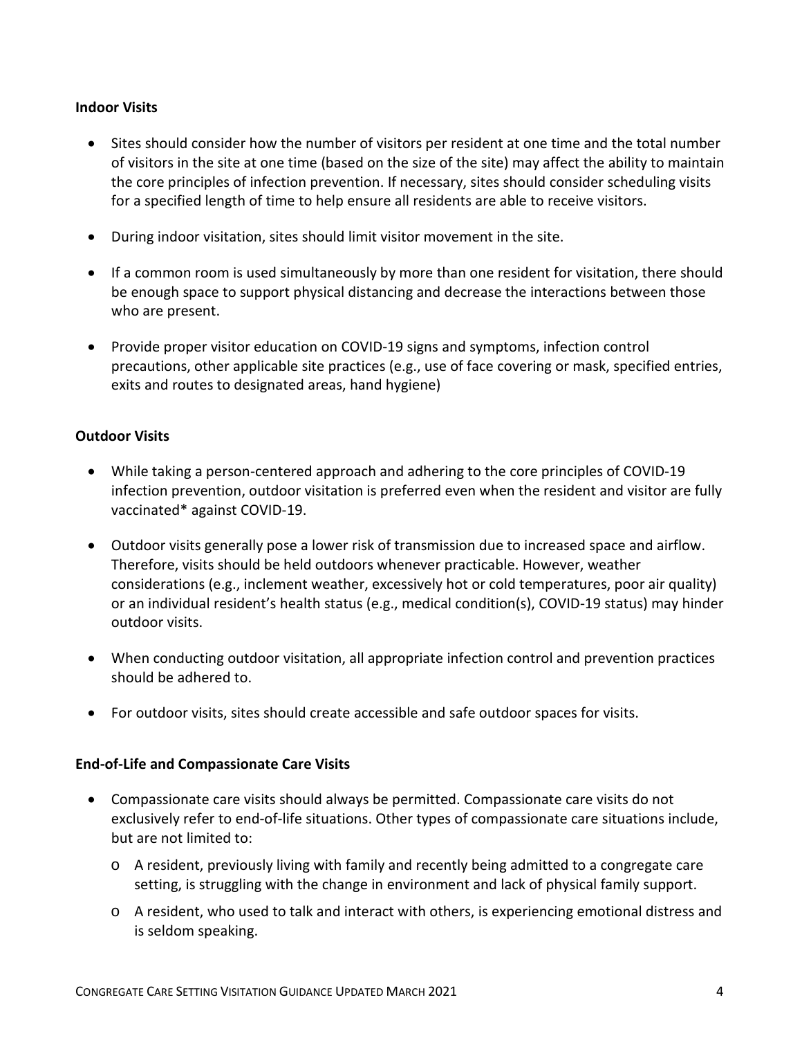**Indoor Visits**

- Sites should consider how the number of visitors per resident at one time and the total number of visitors in the site at one time (based on the size of the site) may affect the ability to maintain the core principles of infection prevention. If necessary, sites should consider scheduling visits for a specified length of time to help ensure all residents are able to receive visitors.
- During indoor visitation, sites should limit visitor movement in the site.
- If a common room is used simultaneously by more than one resident for visitation, there should be enough space to support physical distancing and decrease the interactions between those who are present.
- Provide proper visitor education on COVID-19 signs and symptoms, infection control precautions, other applicable site practices (e.g., use of face covering or mask, specified entries, exits and routes to designated areas, hand hygiene)

**Outdoor Visits**

- While taking a person-centered approach and adhering to the core principles of COVID-19 infection prevention, outdoor visitation is preferred even when the resident and visitor are fully vaccinated* against COVID-19.
- Outdoor visits generally pose a lower risk of transmission due to increased space and airflow. Therefore, visits should be held outdoors whenever practicable. However, weather considerations (e.g., inclement weather, excessively hot or cold temperatures, poor air quality) or an individual resident's health status (e.g., medical condition(s), COVID-19 status) may hinder outdoor visits.
- When conducting outdoor visitation, all appropriate infection control and prevention practices should be adhered to.
- For outdoor visits, sites should create accessible and safe outdoor spaces for visits.

**End-of-Life and Compassionate Care Visits**

- Compassionate care visits should always be permitted. Compassionate care visits do not exclusively refer to end-of-life situations. Other types of compassionate care situations include, but are not limited to:
  - A resident, previously living with family and recently being admitted to a congregate care setting, is struggling with the change in environment and lack of physical family support.
  - A resident, who used to talk and interact with others, is experiencing emotional distress and is seldom speaking.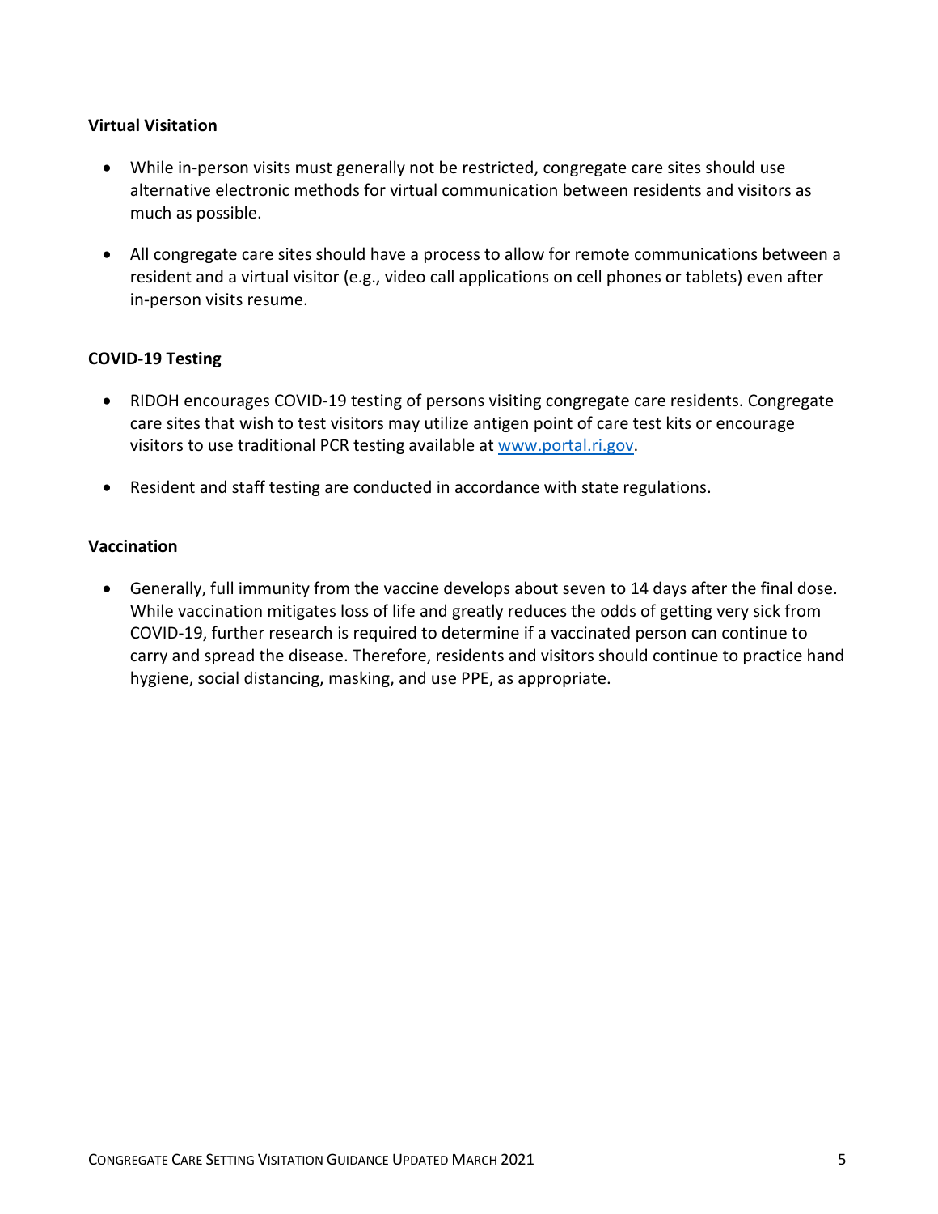**Virtual Visitation**

- While in-person visits must generally not be restricted, congregate care sites should use alternative electronic methods for virtual communication between residents and visitors as much as possible.
- All congregate care sites should have a process to allow for remote communications between a resident and a virtual visitor (e.g., video call applications on cell phones or tablets) even after in-person visits resume.

**COVID-19 Testing**

- RIDOH encourages COVID-19 testing of persons visiting congregate care residents. Congregate care sites that wish to test visitors may utilize antigen point of care test kits or encourage visitors to use traditional PCR testing available at [www.portal.ri.gov](www.portal.ri.gov).
- Resident and staff testing are conducted in accordance with state regulations.

**Vaccination**

- Generally, full immunity from the vaccine develops about seven to 14 days after the final dose. While vaccination mitigates loss of life and greatly reduces the odds of getting very sick from COVID-19, further research is required to determine if a vaccinated person can continue to carry and spread the disease. Therefore, residents and visitors should continue to practice hand hygiene, social distancing, masking, and use PPE, as appropriate.